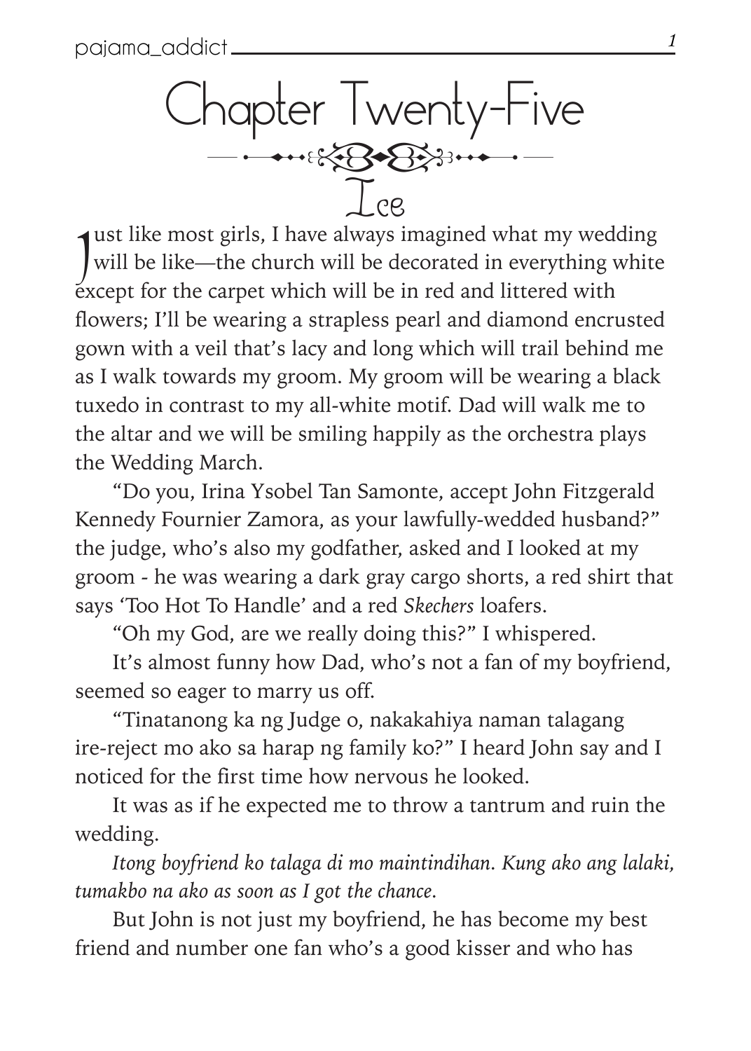# Chapter Twenty-Five

## Ice

Just like most girls, I have always imagined what my wedding will be like—the church will be decorated in everything white except for the carpet which will be in red and littered with flowers; I'll be wearing a strapless pearl and diamond encrusted gown with a veil that's lacy and long which will trail behind me as I walk towards my groom. My groom will be wearing a black tuxedo in contrast to my all-white motif. Dad will walk me to the altar and we will be smiling happily as the orchestra plays the Wedding March.

"Do you, Irina Ysobel Tan Samonte, accept John Fitzgerald Kennedy Fournier Zamora, as your lawfully-wedded husband?" the judge, who's also my godfather, asked and I looked at my groom - he was wearing a dark gray cargo shorts, a red shirt that says 'Too Hot To Handle' and a red *Skechers* loafers.

"Oh my God, are we really doing this?" I whispered.

It's almost funny how Dad, who's not a fan of my boyfriend, seemed so eager to marry us off.

"Tinatanong ka ng Judge o, nakakahiya naman talagang ire-reject mo ako sa harap ng family ko?" I heard John say and I noticed for the first time how nervous he looked.

It was as if he expected me to throw a tantrum and ruin the wedding.

*Itong boyfriend ko talaga di mo maintindihan. Kung ako ang lalaki, tumakbo na ako as soon as I got the chance.*

But John is not just my boyfriend, he has become my best friend and number one fan who's a good kisser and who has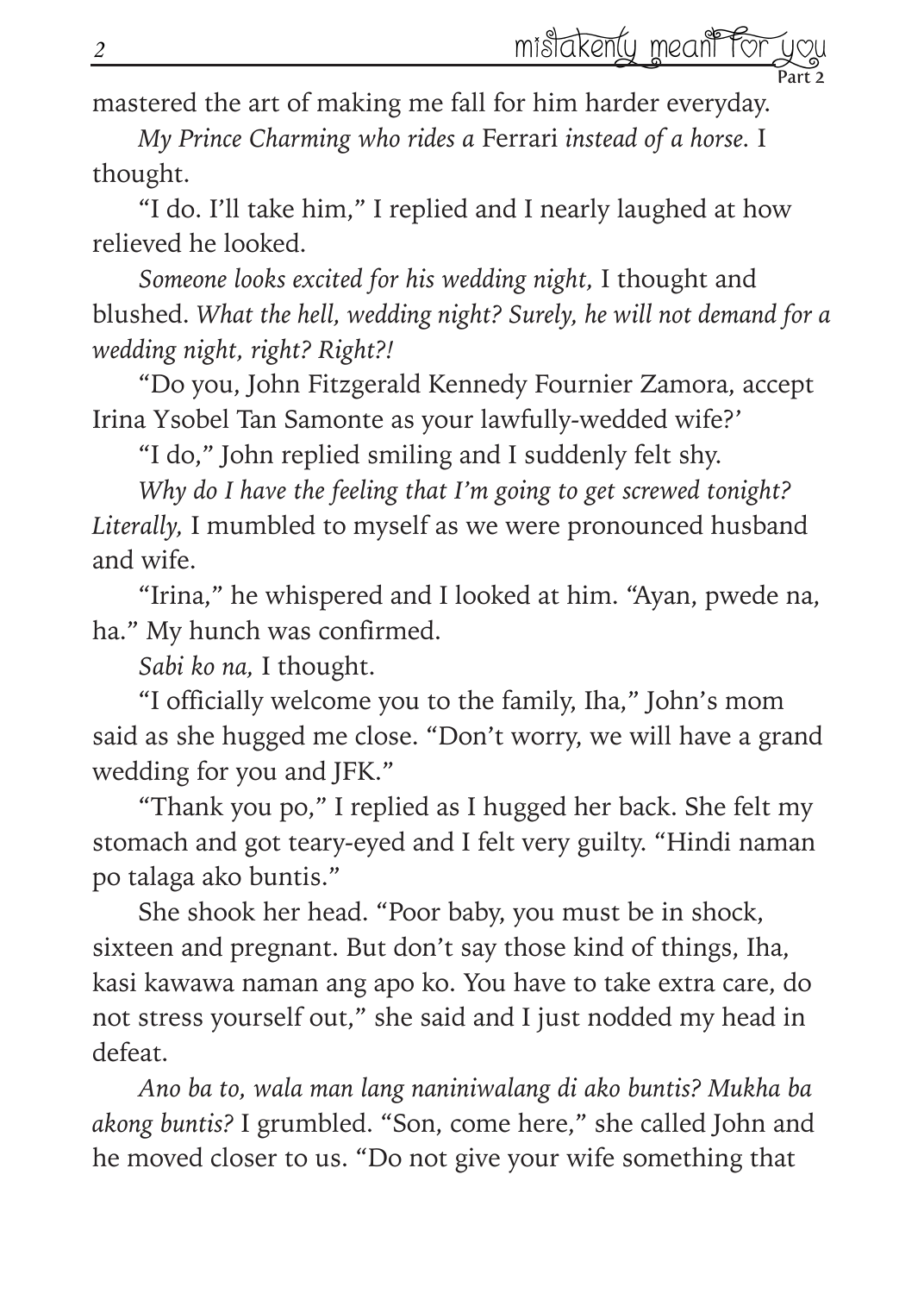mastered the art of making me fall for him harder everyday.

*My Prince Charming who rides a* Ferrari *instead of a horse.* I thought.

"I do. I'll take him," I replied and I nearly laughed at how relieved he looked.

*Someone looks excited for his wedding night,* I thought and blushed. *What the hell, wedding night? Surely, he will not demand for a wedding night, right? Right?!*

"Do you, John Fitzgerald Kennedy Fournier Zamora, accept Irina Ysobel Tan Samonte as your lawfully-wedded wife?'

"I do," John replied smiling and I suddenly felt shy.

*Why do I have the feeling that I'm going to get screwed tonight? Literally,* I mumbled to myself as we were pronounced husband and wife.

"Irina," he whispered and I looked at him. "Ayan, pwede na, ha." My hunch was confirmed.

*Sabi ko na,* I thought.

"I officially welcome you to the family, Iha," John's mom said as she hugged me close. "Don't worry, we will have a grand wedding for you and JFK."

"Thank you po," I replied as I hugged her back. She felt my stomach and got teary-eyed and I felt very guilty. "Hindi naman po talaga ako buntis."

She shook her head. "Poor baby, you must be in shock, sixteen and pregnant. But don't say those kind of things, Iha, kasi kawawa naman ang apo ko. You have to take extra care, do not stress yourself out," she said and I just nodded my head in defeat.

*Ano ba to, wala man lang naniniwalang di ako buntis? Mukha ba akong buntis?* I grumbled. "Son, come here," she called John and he moved closer to us. "Do not give your wife something that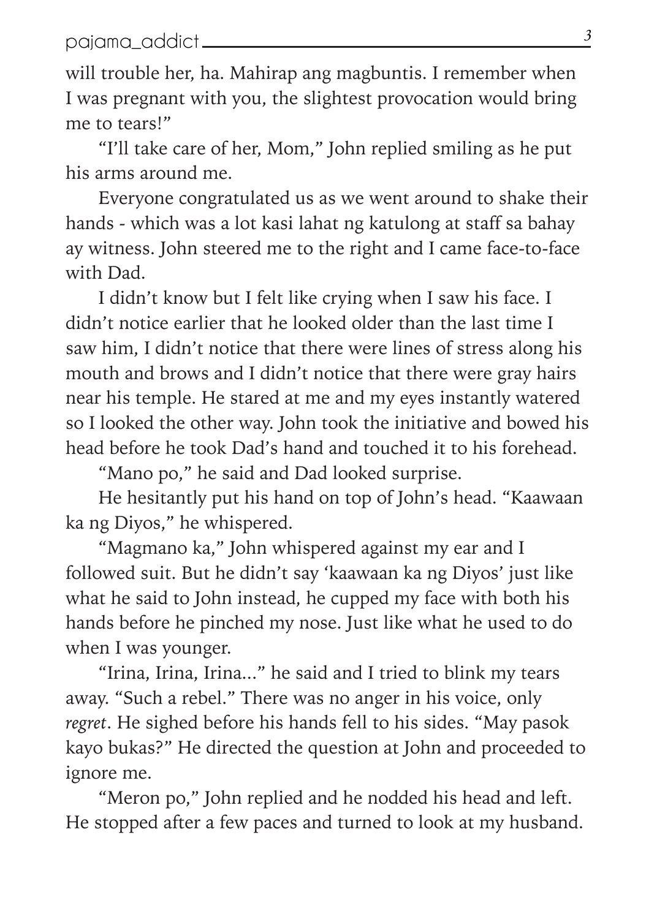will trouble her, ha. Mahirap ang magbuntis. I remember when I was pregnant with you, the slightest provocation would bring me to tears!"

"I'll take care of her, Mom," John replied smiling as he put his arms around me.

Everyone congratulated us as we went around to shake their hands - which was a lot kasi lahat ng katulong at staff sa bahay ay witness. John steered me to the right and I came face-to-face with Dad.

I didn't know but I felt like crying when I saw his face. I didn't notice earlier that he looked older than the last time I saw him, I didn't notice that there were lines of stress along his mouth and brows and I didn't notice that there were gray hairs near his temple. He stared at me and my eyes instantly watered so I looked the other way. John took the initiative and bowed his head before he took Dad's hand and touched it to his forehead.

"Mano po," he said and Dad looked surprise.

He hesitantly put his hand on top of John's head. "Kaawaan ka ng Diyos," he whispered.

"Magmano ka," John whispered against my ear and I followed suit. But he didn't say 'kaawaan ka ng Diyos' just like what he said to John instead, he cupped my face with both his hands before he pinched my nose. Just like what he used to do when I was younger.

"Irina, Irina, Irina..." he said and I tried to blink my tears away. "Such a rebel." There was no anger in his voice, only *regret*. He sighed before his hands fell to his sides. "May pasok kayo bukas?" He directed the question at John and proceeded to ignore me.

"Meron po," John replied and he nodded his head and left. He stopped after a few paces and turned to look at my husband.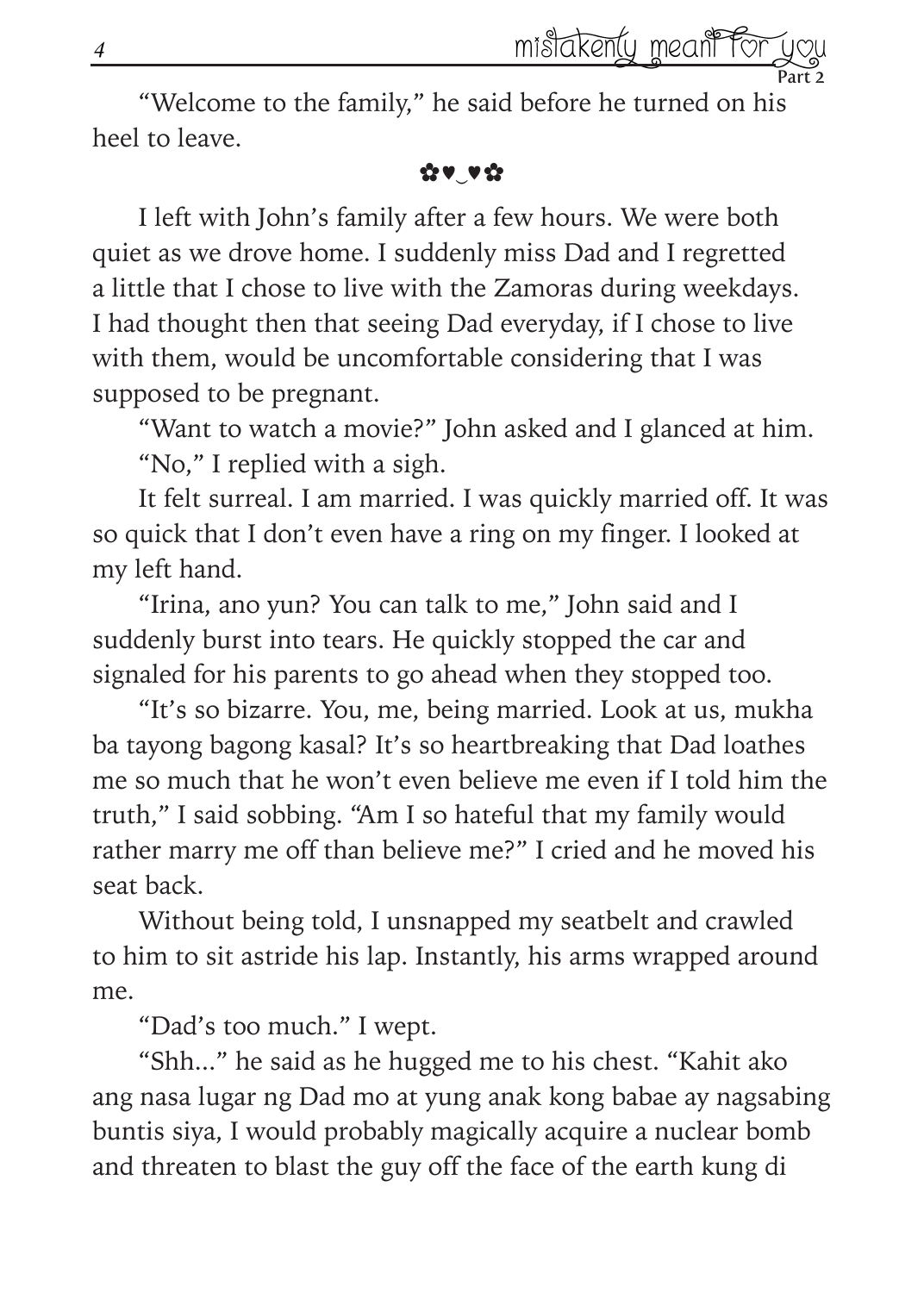"Welcome to the family," he said before he turned on his heel to leave.

✿♥‿♥✿

I left with John's family after a few hours. We were both quiet as we drove home. I suddenly miss Dad and I regretted a little that I chose to live with the Zamoras during weekdays. I had thought then that seeing Dad everyday, if I chose to live with them, would be uncomfortable considering that I was supposed to be pregnant.

"Want to watch a movie?" John asked and I glanced at him.

"No," I replied with a sigh.

It felt surreal. I am married. I was quickly married off. It was so quick that I don't even have a ring on my finger. I looked at my left hand.

"Irina, ano yun? You can talk to me," John said and I suddenly burst into tears. He quickly stopped the car and signaled for his parents to go ahead when they stopped too.

"It's so bizarre. You, me, being married. Look at us, mukha ba tayong bagong kasal? It's so heartbreaking that Dad loathes me so much that he won't even believe me even if I told him the truth," I said sobbing. "Am I so hateful that my family would rather marry me off than believe me?" I cried and he moved his seat back.

Without being told, I unsnapped my seatbelt and crawled to him to sit astride his lap. Instantly, his arms wrapped around me.

"Dad's too much." I wept.

"Shh..." he said as he hugged me to his chest. "Kahit ako ang nasa lugar ng Dad mo at yung anak kong babae ay nagsabing buntis siya, I would probably magically acquire a nuclear bomb and threaten to blast the guy off the face of the earth kung di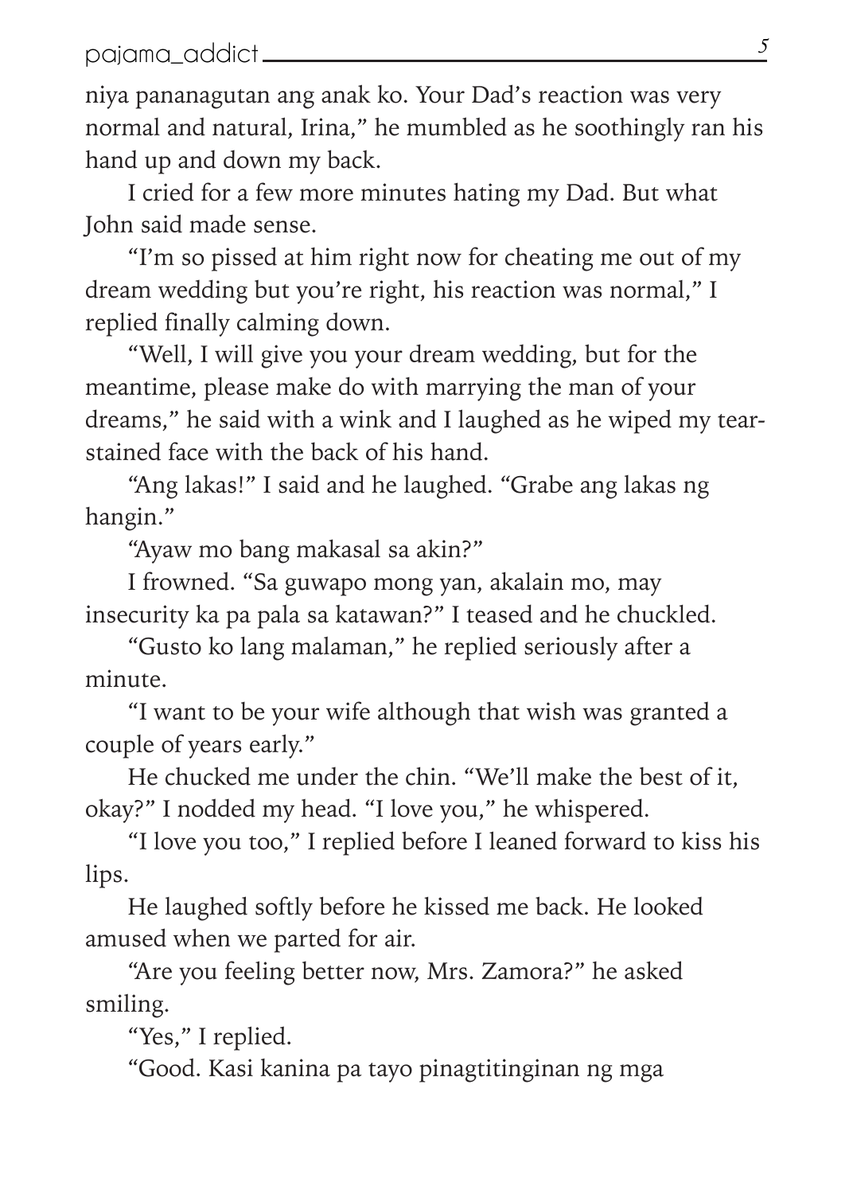niya pananagutan ang anak ko. Your Dad's reaction was very normal and natural, Irina," he mumbled as he soothingly ran his hand up and down my back.

I cried for a few more minutes hating my Dad. But what John said made sense.

"I'm so pissed at him right now for cheating me out of my dream wedding but you're right, his reaction was normal," I replied finally calming down.

"Well, I will give you your dream wedding, but for the meantime, please make do with marrying the man of your dreams," he said with a wink and I laughed as he wiped my tear-stained face with the back of his hand.

"Ang lakas!" I said and he laughed. "Grabe ang lakas ng hangin."

"Ayaw mo bang makasal sa akin?"

I frowned. "Sa guwapo mong yan, akalain mo, may insecurity ka pa pala sa katawan?" I teased and he chuckled.

"Gusto ko lang malaman," he replied seriously after a minute.

"I want to be your wife although that wish was granted a couple of years early."

He chucked me under the chin. "We'll make the best of it, okay?" I nodded my head. "I love you," he whispered.

"I love you too," I replied before I leaned forward to kiss his lips.

He laughed softly before he kissed me back. He looked amused when we parted for air.

"Are you feeling better now, Mrs. Zamora?" he asked smiling.

"Yes," I replied.

"Good. Kasi kanina pa tayo pinagtitinginan ng mga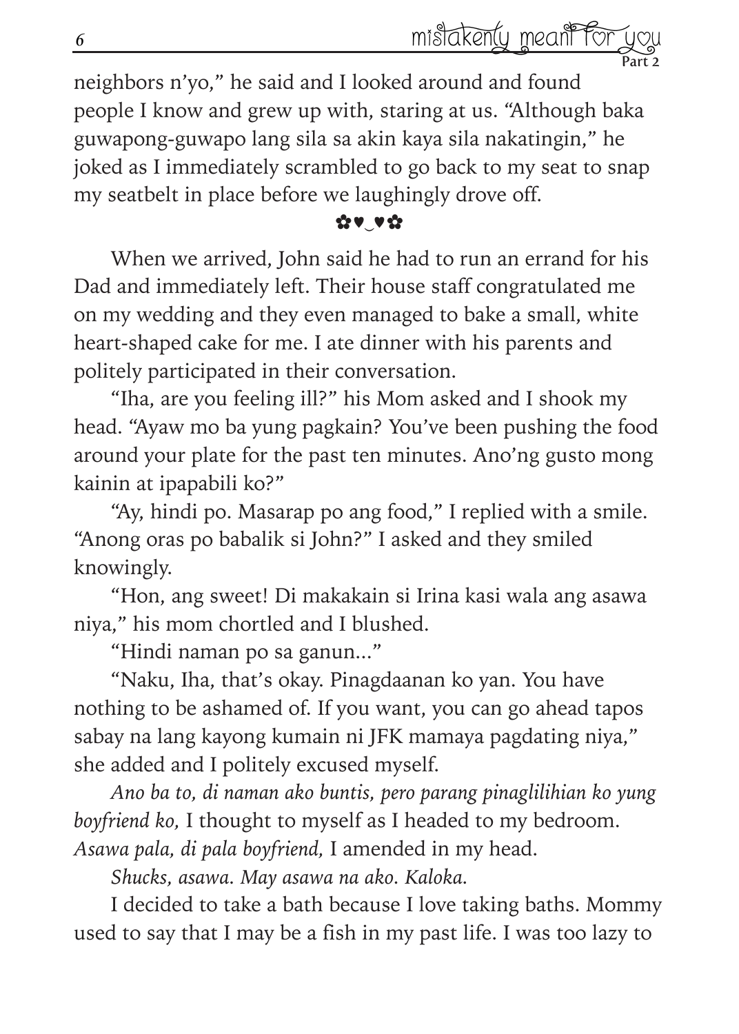neighbors n'yo," he said and I looked around and found people I know and grew up with, staring at us. "Although baka guwapong-guwapo lang sila sa akin kaya sila nakatingin," he joked as I immediately scrambled to go back to my seat to snap my seatbelt in place before we laughingly drove off.

✿♥‿♥✿

When we arrived, John said he had to run an errand for his Dad and immediately left. Their house staff congratulated me on my wedding and they even managed to bake a small, white heart-shaped cake for me. I ate dinner with his parents and politely participated in their conversation.

"Iha, are you feeling ill?" his Mom asked and I shook my head. "Ayaw mo ba yung pagkain? You've been pushing the food around your plate for the past ten minutes. Ano'ng gusto mong kainin at ipapabili ko?"

"Ay, hindi po. Masarap po ang food," I replied with a smile. "Anong oras po babalik si John?" I asked and they smiled knowingly.

"Hon, ang sweet! Di makakain si Irina kasi wala ang asawa niya," his mom chortled and I blushed.

"Hindi naman po sa ganun..."

"Naku, Iha, that's okay. Pinagdaanan ko yan. You have nothing to be ashamed of. If you want, you can go ahead tapos sabay na lang kayong kumain ni JFK mamaya pagdating niya," she added and I politely excused myself.

*Ano ba to, di naman ako buntis, pero parang pinaglilihian ko yung boyfriend ko,* I thought to myself as I headed to my bedroom. *Asawa pala, di pala boyfriend,* I amended in my head.

*Shucks, asawa. May asawa na ako. Kaloka.*

I decided to take a bath because I love taking baths. Mommy used to say that I may be a fish in my past life. I was too lazy to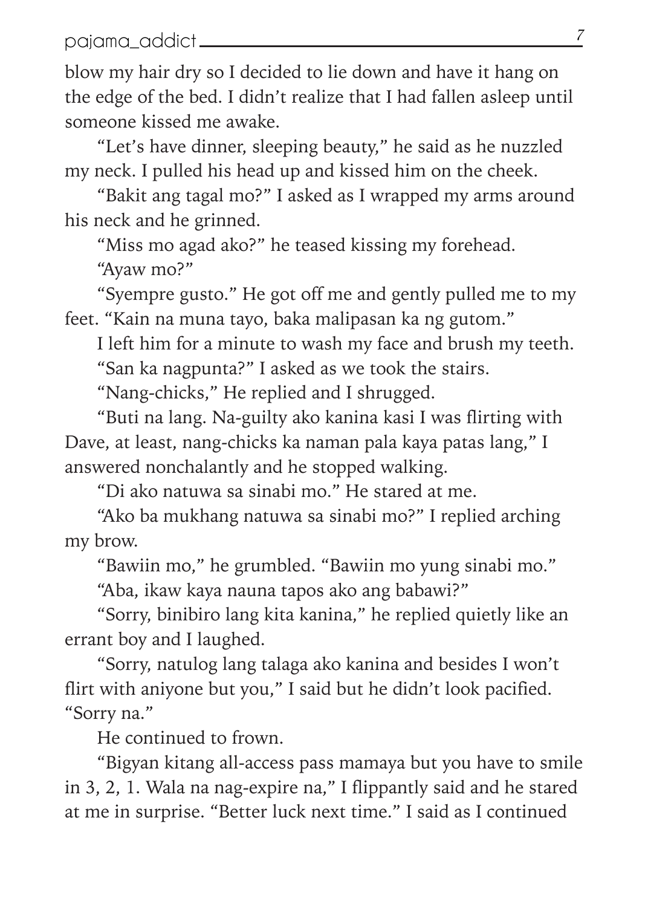blow my hair dry so I decided to lie down and have it hang on the edge of the bed. I didn't realize that I had fallen asleep until someone kissed me awake.

"Let's have dinner, sleeping beauty," he said as he nuzzled my neck. I pulled his head up and kissed him on the cheek.

"Bakit ang tagal mo?" I asked as I wrapped my arms around his neck and he grinned.

"Miss mo agad ako?" he teased kissing my forehead.

"Ayaw mo?"

"Syempre gusto." He got off me and gently pulled me to my feet. "Kain na muna tayo, baka malipasan ka ng gutom."

I left him for a minute to wash my face and brush my teeth.

"San ka nagpunta?" I asked as we took the stairs.

"Nang-chicks," He replied and I shrugged.

"Buti na lang. Na-guilty ako kanina kasi I was flirting with Dave, at least, nang-chicks ka naman pala kaya patas lang," I answered nonchalantly and he stopped walking.

"Di ako natuwa sa sinabi mo." He stared at me.

"Ako ba mukhang natuwa sa sinabi mo?" I replied arching my brow.

"Bawiin mo," he grumbled. "Bawiin mo yung sinabi mo."

"Aba, ikaw kaya nauna tapos ako ang babawi?"

"Sorry, binibiro lang kita kanina," he replied quietly like an errant boy and I laughed.

"Sorry, natulog lang talaga ako kanina and besides I won't flirt with aniyone but you," I said but he didn't look pacified. "Sorry na."

He continued to frown.

"Bigyan kitang all-access pass mamaya but you have to smile in 3, 2, 1. Wala na nag-expire na," I flippantly said and he stared at me in surprise. "Better luck next time." I said as I continued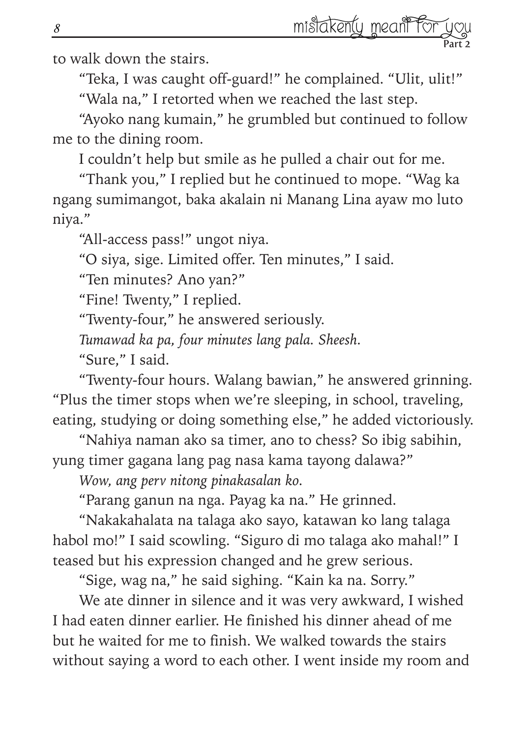to walk down the stairs.

"Teka, I was caught off-guard!" he complained. "Ulit, ulit!"

"Wala na," I retorted when we reached the last step.

"Ayoko nang kumain," he grumbled but continued to follow me to the dining room.

I couldn't help but smile as he pulled a chair out for me.

"Thank you," I replied but he continued to mope. "Wag ka ngang sumimangot, baka akalain ni Manang Lina ayaw mo luto niya."

"All-access pass!" ungot niya.

"O siya, sige. Limited offer. Ten minutes," I said.

"Ten minutes? Ano yan?"

"Fine! Twenty," I replied.

"Twenty-four," he answered seriously.

*Tumawad ka pa, four minutes lang pala. Sheesh.*

"Sure," I said.

"Twenty-four hours. Walang bawian," he answered grinning. "Plus the timer stops when we're sleeping, in school, traveling, eating, studying or doing something else," he added victoriously.

"Nahiya naman ako sa timer, ano to chess? So ibig sabihin, yung timer gagana lang pag nasa kama tayong dalawa?"

*Wow, ang perv nitong pinakasalan ko.*

"Parang ganun na nga. Payag ka na." He grinned.

"Nakakahalata na talaga ako sayo, katawan ko lang talaga habol mo!" I said scowling. "Siguro di mo talaga ako mahal!" I teased but his expression changed and he grew serious.

"Sige, wag na," he said sighing. "Kain ka na. Sorry."

We ate dinner in silence and it was very awkward, I wished I had eaten dinner earlier. He finished his dinner ahead of me but he waited for me to finish. We walked towards the stairs without saying a word to each other. I went inside my room and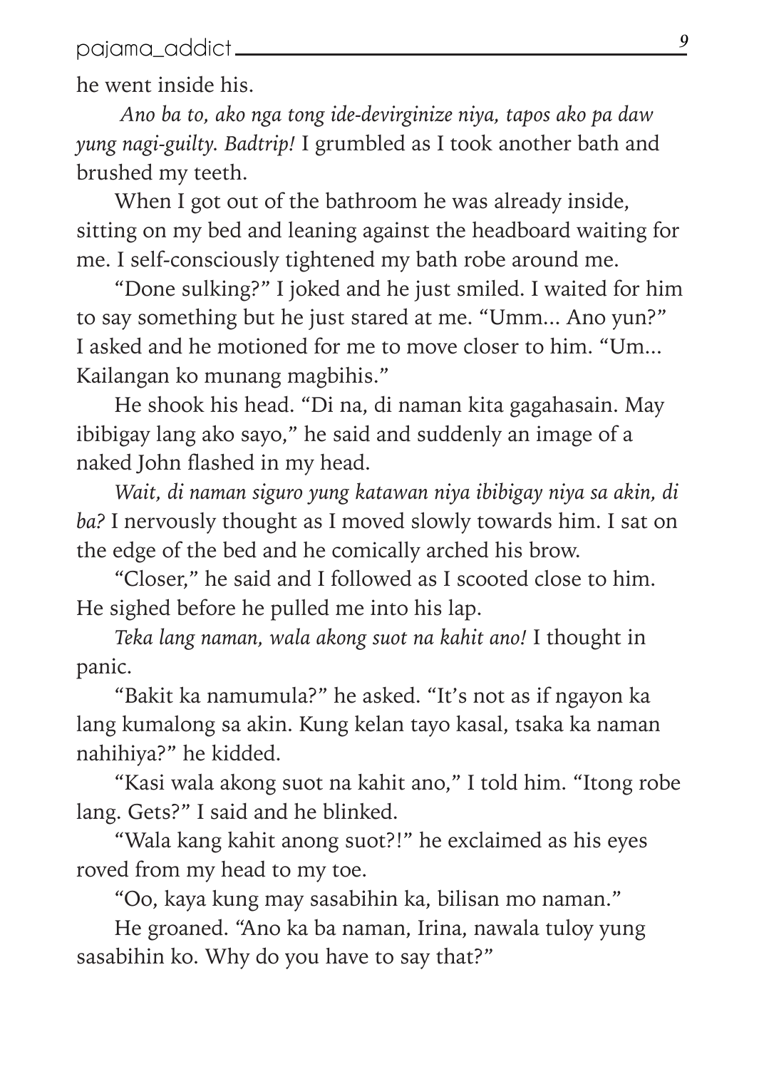he went inside his.

*Ano ba to, ako nga tong ide-devirginize niya, tapos ako pa daw yung nagi-guilty. Badtrip!* I grumbled as I took another bath and brushed my teeth.

When I got out of the bathroom he was already inside, sitting on my bed and leaning against the headboard waiting for me. I self-consciously tightened my bath robe around me.

"Done sulking?" I joked and he just smiled. I waited for him to say something but he just stared at me. "Umm... Ano yun?" I asked and he motioned for me to move closer to him. "Um... Kailangan ko munang magbihis."

He shook his head. "Di na, di naman kita gagahasain. May ibibigay lang ako sayo," he said and suddenly an image of a naked John flashed in my head.

*Wait, di naman siguro yung katawan niya ibibigay niya sa akin, di ba?* I nervously thought as I moved slowly towards him. I sat on the edge of the bed and he comically arched his brow.

"Closer," he said and I followed as I scooted close to him. He sighed before he pulled me into his lap.

*Teka lang naman, wala akong suot na kahit ano!* I thought in panic.

"Bakit ka namumula?" he asked. "It's not as if ngayon ka lang kumalong sa akin. Kung kelan tayo kasal, tsaka ka naman nahihiya?" he kidded.

"Kasi wala akong suot na kahit ano," I told him. "Itong robe lang. Gets?" I said and he blinked.

"Wala kang kahit anong suot?!" he exclaimed as his eyes roved from my head to my toe.

"Oo, kaya kung may sasabihin ka, bilisan mo naman."

He groaned. "Ano ka ba naman, Irina, nawala tuloy yung sasabihin ko. Why do you have to say that?"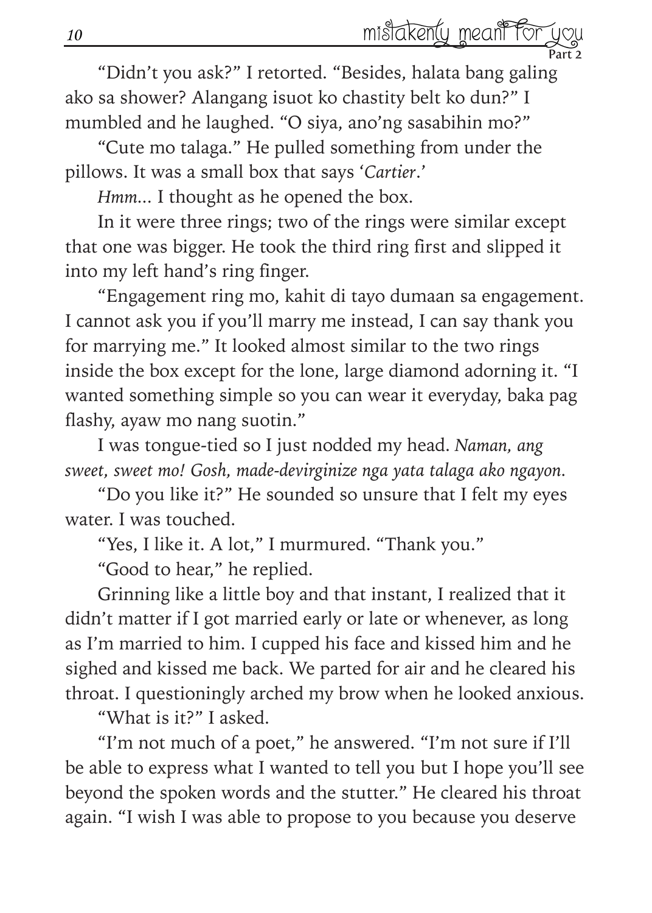"Didn't you ask?" I retorted. "Besides, halata bang galing ako sa shower? Alangang isuot ko chastity belt ko dun?" I mumbled and he laughed. "O siya, ano'ng sasabihin mo?"

"Cute mo talaga." He pulled something from under the pillows. It was a small box that says '*Cartier*.'

*Hmm...* I thought as he opened the box.

In it were three rings; two of the rings were similar except that one was bigger. He took the third ring first and slipped it into my left hand's ring finger.

"Engagement ring mo, kahit di tayo dumaan sa engagement. I cannot ask you if you'll marry me instead, I can say thank you for marrying me." It looked almost similar to the two rings inside the box except for the lone, large diamond adorning it. "I wanted something simple so you can wear it everyday, baka pag flashy, ayaw mo nang suotin."

I was tongue-tied so I just nodded my head. *Naman, ang sweet, sweet mo! Gosh, made-devirginize nga yata talaga ako ngayon.*

"Do you like it?" He sounded so unsure that I felt my eyes water. I was touched.

"Yes, I like it. A lot," I murmured. "Thank you."

"Good to hear," he replied.

Grinning like a little boy and that instant, I realized that it didn't matter if I got married early or late or whenever, as long as I'm married to him. I cupped his face and kissed him and he sighed and kissed me back. We parted for air and he cleared his throat. I questioningly arched my brow when he looked anxious.

"What is it?" I asked.

"I'm not much of a poet," he answered. "I'm not sure if I'll be able to express what I wanted to tell you but I hope you'll see beyond the spoken words and the stutter." He cleared his throat again. "I wish I was able to propose to you because you deserve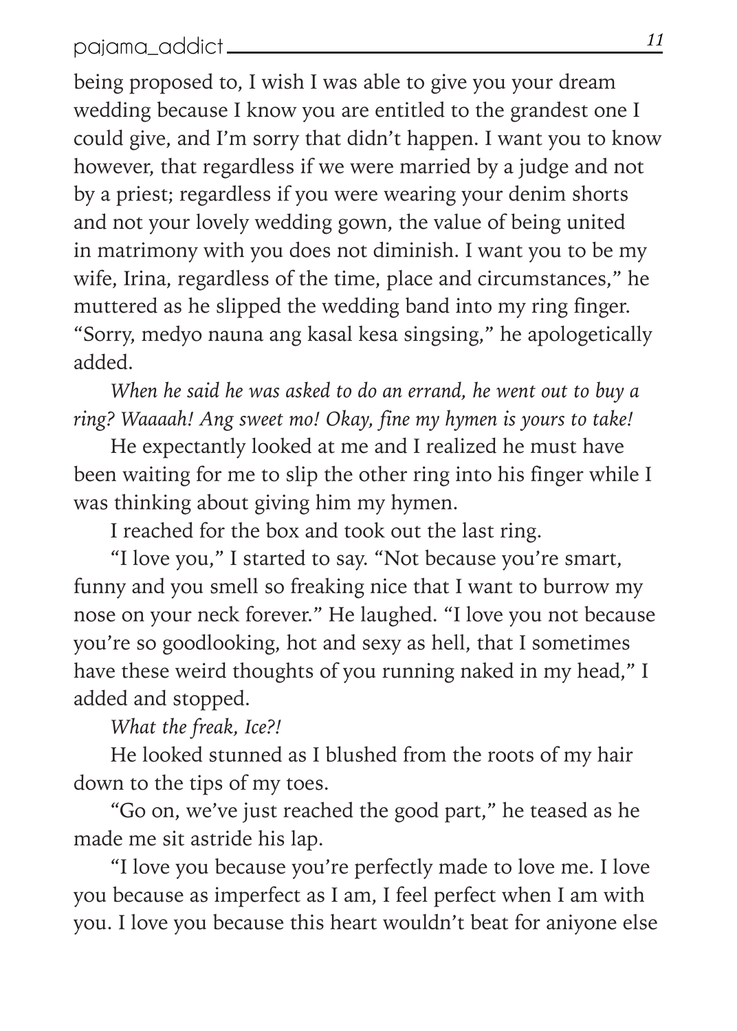being proposed to, I wish I was able to give you your dream wedding because I know you are entitled to the grandest one I could give, and I'm sorry that didn't happen. I want you to know however, that regardless if we were married by a judge and not by a priest; regardless if you were wearing your denim shorts and not your lovely wedding gown, the value of being united in matrimony with you does not diminish. I want you to be my wife, Irina, regardless of the time, place and circumstances," he muttered as he slipped the wedding band into my ring finger. "Sorry, medyo nauna ang kasal kesa singsing," he apologetically added.

*When he said he was asked to do an errand, he went out to buy a ring? Waaaah! Ang sweet mo! Okay, fine my hymen is yours to take!*

He expectantly looked at me and I realized he must have been waiting for me to slip the other ring into his finger while I was thinking about giving him my hymen.

I reached for the box and took out the last ring.

"I love you," I started to say. "Not because you're smart, funny and you smell so freaking nice that I want to burrow my nose on your neck forever." He laughed. "I love you not because you're so goodlooking, hot and sexy as hell, that I sometimes have these weird thoughts of you running naked in my head," I added and stopped.

*What the freak, Ice?!*

He looked stunned as I blushed from the roots of my hair down to the tips of my toes.

"Go on, we've just reached the good part," he teased as he made me sit astride his lap.

"I love you because you're perfectly made to love me. I love you because as imperfect as I am, I feel perfect when I am with you. I love you because this heart wouldn't beat for aniyone else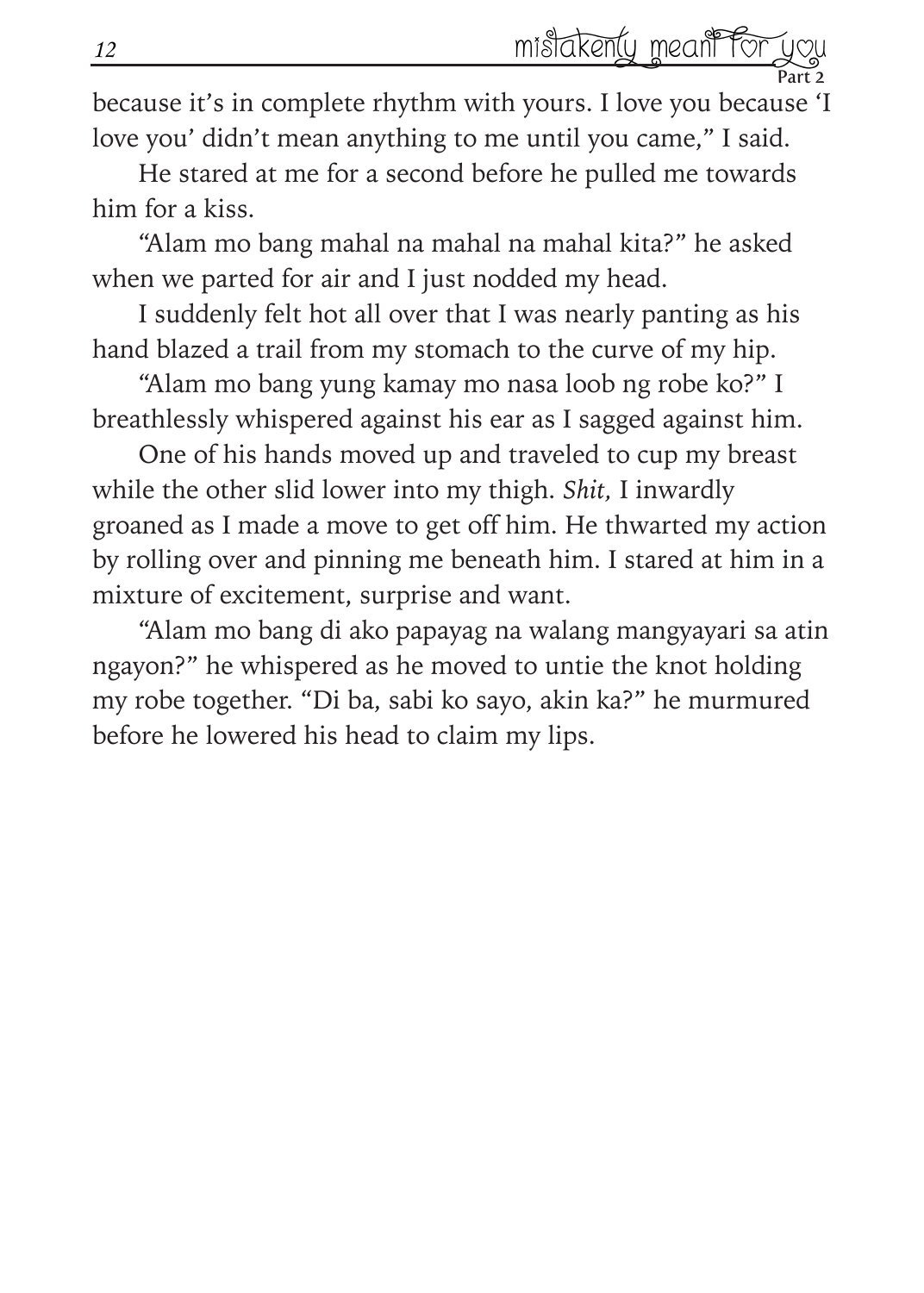because it's in complete rhythm with yours. I love you because 'I love you' didn't mean anything to me until you came," I said.

He stared at me for a second before he pulled me towards him for a kiss.

"Alam mo bang mahal na mahal na mahal kita?" he asked when we parted for air and I just nodded my head.

I suddenly felt hot all over that I was nearly panting as his hand blazed a trail from my stomach to the curve of my hip.

"Alam mo bang yung kamay mo nasa loob ng robe ko?" I breathlessly whispered against his ear as I sagged against him.

One of his hands moved up and traveled to cup my breast while the other slid lower into my thigh. *Shit,* I inwardly groaned as I made a move to get off him. He thwarted my action by rolling over and pinning me beneath him. I stared at him in a mixture of excitement, surprise and want.

"Alam mo bang di ako papayag na walang mangyayari sa atin ngayon?" he whispered as he moved to untie the knot holding my robe together. "Di ba, sabi ko sayo, akin ka?" he murmured before he lowered his head to claim my lips.